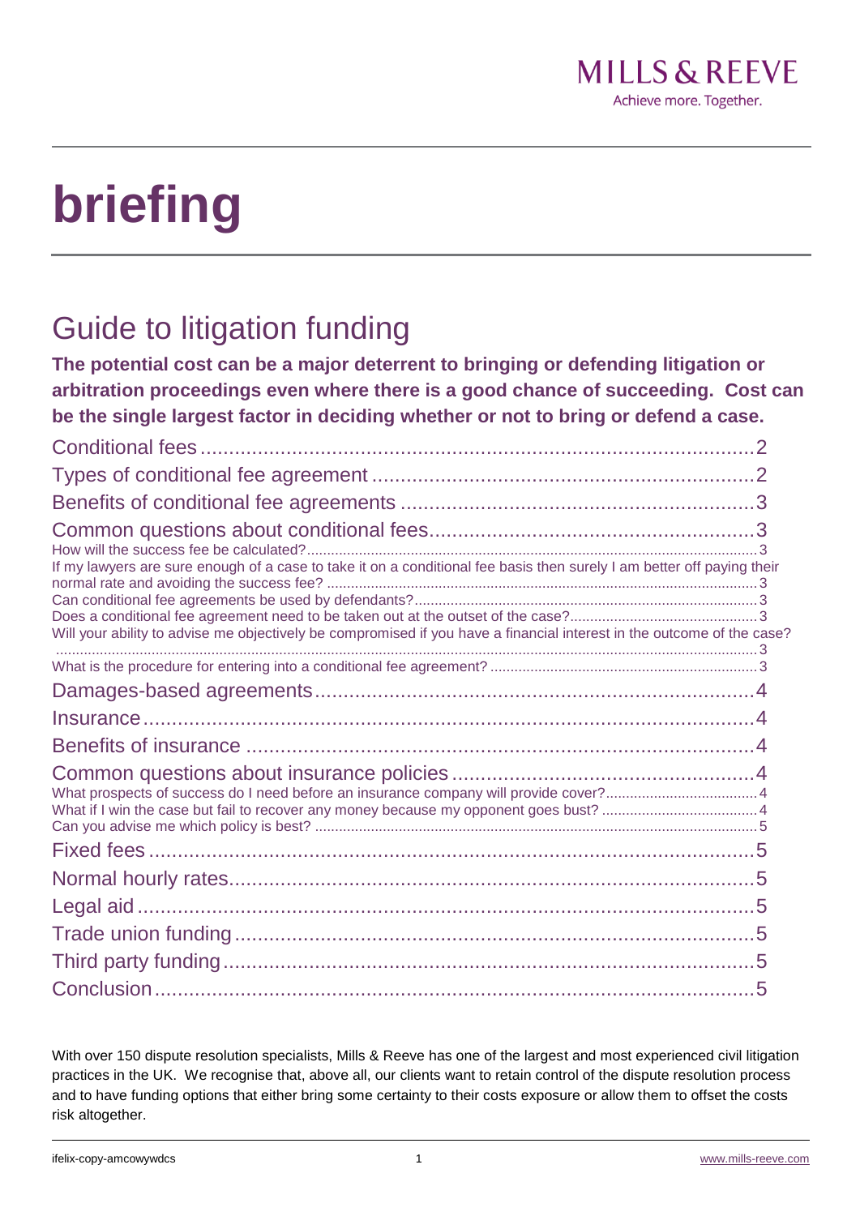MILLS & REEVE

Achieve more. Together.

# briefing

## Guide to litigation funding

**The potential cost can be a major deterrent to bringing or defending litigation or arbitration proceedings even where there is a good chance of succeeding. Cost can be the single largest factor in deciding whether or not to bring or defend a case.**

- Conditional fees ..... 2
- Types of conditional fee agreement ..... 2
- Benefits of conditional fee agreements ..... 3
- Common questions about conditional fees ..... 3
  - How will the success fee be calculated? ..... 3
  - If my lawyers are sure enough of a case to take it on a conditional fee basis then surely I am better off paying their normal rate and avoiding the success fee? ..... 3
  - Can conditional fee agreements be used by defendants? ..... 3
  - Does a conditional fee agreement need to be taken out at the outset of the case? ..... 3
  - Will your ability to advise me objectively be compromised if you have a financial interest in the outcome of the case? ..... 3
  - What is the procedure for entering into a conditional fee agreement? ..... 3
- Damages-based agreements ..... 4
- Insurance ..... 4
- Benefits of insurance ..... 4
- Common questions about insurance policies ..... 4
  - What prospects of success do I need before an insurance company will provide cover? ..... 4
  - What if I win the case but fail to recover any money because my opponent goes bust? ..... 4
  - Can you advise me which policy is best? ..... 5
- Fixed fees ..... 5
- Normal hourly rates ..... 5
- Legal aid ..... 5
- Trade union funding ..... 5
- Third party funding ..... 5
- Conclusion ..... 5

With over 150 dispute resolution specialists, Mills & Reeve has one of the largest and most experienced civil litigation practices in the UK. We recognise that, above all, our clients want to retain control of the dispute resolution process and to have funding options that either bring some certainty to their costs exposure or allow them to offset the costs risk altogether.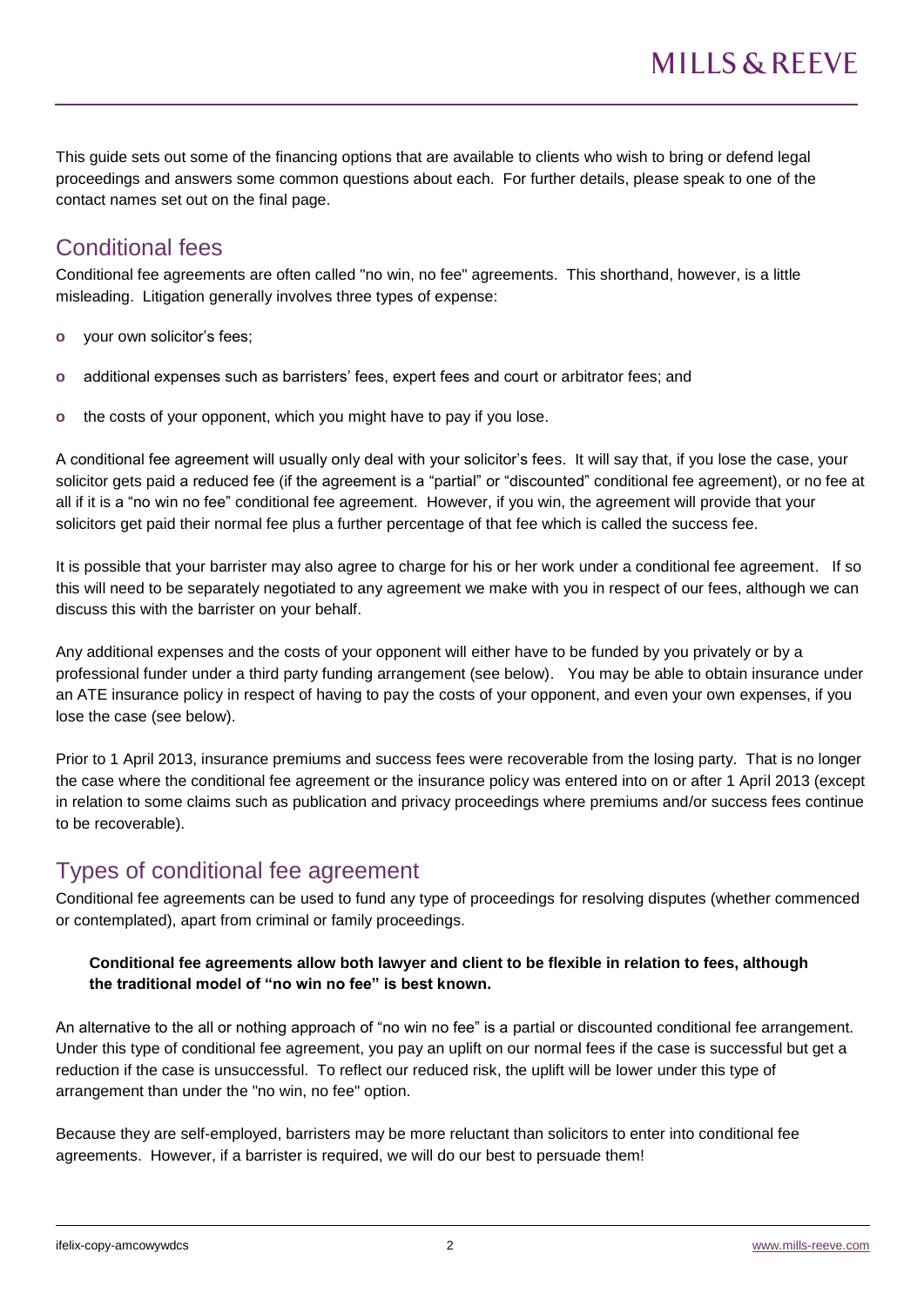This guide sets out some of the financing options that are available to clients who wish to bring or defend legal proceedings and answers some common questions about each. For further details, please speak to one of the contact names set out on the final page.

## Conditional fees

Conditional fee agreements are often called "no win, no fee" agreements. This shorthand, however, is a little misleading. Litigation generally involves three types of expense:

- your own solicitor's fees;
- additional expenses such as barristers' fees, expert fees and court or arbitrator fees; and
- the costs of your opponent, which you might have to pay if you lose.

A conditional fee agreement will usually only deal with your solicitor's fees. It will say that, if you lose the case, your solicitor gets paid a reduced fee (if the agreement is a "partial" or "discounted" conditional fee agreement), or no fee at all if it is a "no win no fee" conditional fee agreement. However, if you win, the agreement will provide that your solicitors get paid their normal fee plus a further percentage of that fee which is called the success fee.

It is possible that your barrister may also agree to charge for his or her work under a conditional fee agreement. If so this will need to be separately negotiated to any agreement we make with you in respect of our fees, although we can discuss this with the barrister on your behalf.

Any additional expenses and the costs of your opponent will either have to be funded by you privately or by a professional funder under a third party funding arrangement (see below). You may be able to obtain insurance under an ATE insurance policy in respect of having to pay the costs of your opponent, and even your own expenses, if you lose the case (see below).

Prior to 1 April 2013, insurance premiums and success fees were recoverable from the losing party. That is no longer the case where the conditional fee agreement or the insurance policy was entered into on or after 1 April 2013 (except in relation to some claims such as publication and privacy proceedings where premiums and/or success fees continue to be recoverable).

## Types of conditional fee agreement

Conditional fee agreements can be used to fund any type of proceedings for resolving disputes (whether commenced or contemplated), apart from criminal or family proceedings.

**Conditional fee agreements allow both lawyer and client to be flexible in relation to fees, although the traditional model of "no win no fee" is best known.**

An alternative to the all or nothing approach of "no win no fee" is a partial or discounted conditional fee arrangement. Under this type of conditional fee agreement, you pay an uplift on our normal fees if the case is successful but get a reduction if the case is unsuccessful. To reflect our reduced risk, the uplift will be lower under this type of arrangement than under the "no win, no fee" option.

Because they are self-employed, barristers may be more reluctant than solicitors to enter into conditional fee agreements. However, if a barrister is required, we will do our best to persuade them!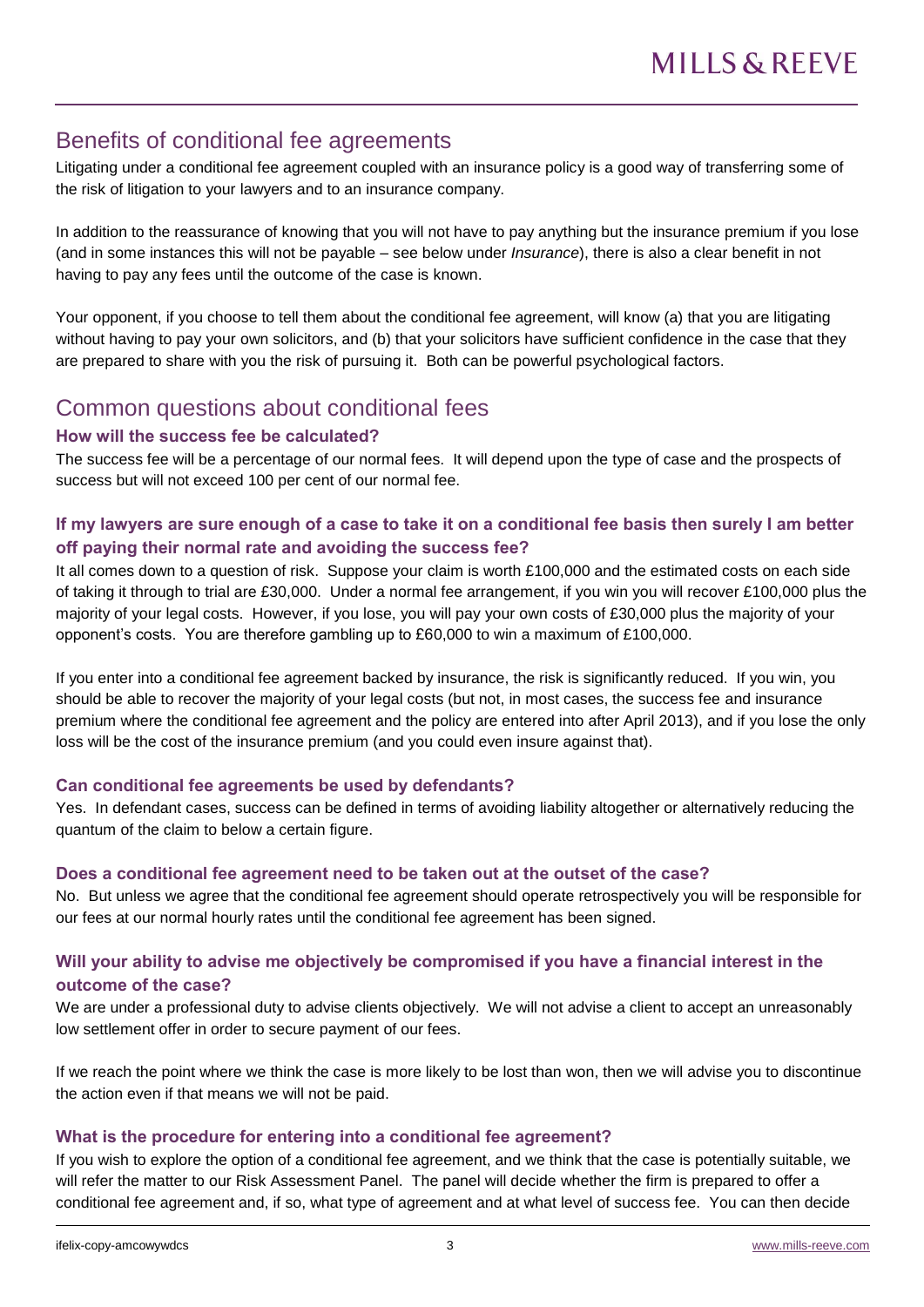## Benefits of conditional fee agreements

Litigating under a conditional fee agreement coupled with an insurance policy is a good way of transferring some of the risk of litigation to your lawyers and to an insurance company.

In addition to the reassurance of knowing that you will not have to pay anything but the insurance premium if you lose (and in some instances this will not be payable – see below under *Insurance*), there is also a clear benefit in not having to pay any fees until the outcome of the case is known.

Your opponent, if you choose to tell them about the conditional fee agreement, will know (a) that you are litigating without having to pay your own solicitors, and (b) that your solicitors have sufficient confidence in the case that they are prepared to share with you the risk of pursuing it. Both can be powerful psychological factors.

## Common questions about conditional fees

### How will the success fee be calculated?

The success fee will be a percentage of our normal fees. It will depend upon the type of case and the prospects of success but will not exceed 100 per cent of our normal fee.

### If my lawyers are sure enough of a case to take it on a conditional fee basis then surely I am better off paying their normal rate and avoiding the success fee?

It all comes down to a question of risk. Suppose your claim is worth £100,000 and the estimated costs on each side of taking it through to trial are £30,000. Under a normal fee arrangement, if you win you will recover £100,000 plus the majority of your legal costs. However, if you lose, you will pay your own costs of £30,000 plus the majority of your opponent's costs. You are therefore gambling up to £60,000 to win a maximum of £100,000.

If you enter into a conditional fee agreement backed by insurance, the risk is significantly reduced. If you win, you should be able to recover the majority of your legal costs (but not, in most cases, the success fee and insurance premium where the conditional fee agreement and the policy are entered into after April 2013), and if you lose the only loss will be the cost of the insurance premium (and you could even insure against that).

### Can conditional fee agreements be used by defendants?

Yes. In defendant cases, success can be defined in terms of avoiding liability altogether or alternatively reducing the quantum of the claim to below a certain figure.

### Does a conditional fee agreement need to be taken out at the outset of the case?

No. But unless we agree that the conditional fee agreement should operate retrospectively you will be responsible for our fees at our normal hourly rates until the conditional fee agreement has been signed.

### Will your ability to advise me objectively be compromised if you have a financial interest in the outcome of the case?

We are under a professional duty to advise clients objectively. We will not advise a client to accept an unreasonably low settlement offer in order to secure payment of our fees.

If we reach the point where we think the case is more likely to be lost than won, then we will advise you to discontinue the action even if that means we will not be paid.

### What is the procedure for entering into a conditional fee agreement?

If you wish to explore the option of a conditional fee agreement, and we think that the case is potentially suitable, we will refer the matter to our Risk Assessment Panel. The panel will decide whether the firm is prepared to offer a conditional fee agreement and, if so, what type of agreement and at what level of success fee. You can then decide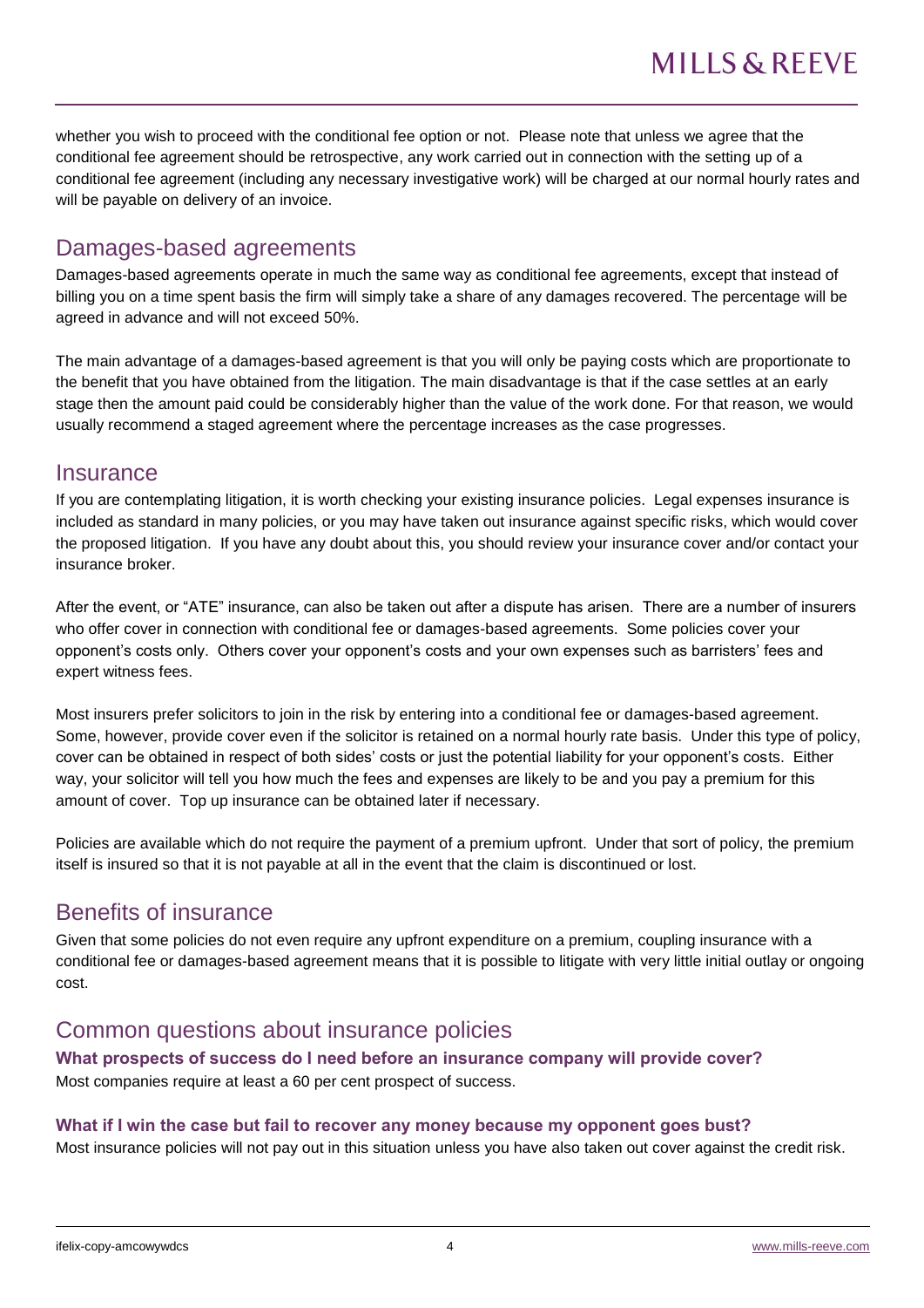whether you wish to proceed with the conditional fee option or not. Please note that unless we agree that the conditional fee agreement should be retrospective, any work carried out in connection with the setting up of a conditional fee agreement (including any necessary investigative work) will be charged at our normal hourly rates and will be payable on delivery of an invoice.

## Damages-based agreements

Damages-based agreements operate in much the same way as conditional fee agreements, except that instead of billing you on a time spent basis the firm will simply take a share of any damages recovered. The percentage will be agreed in advance and will not exceed 50%.

The main advantage of a damages-based agreement is that you will only be paying costs which are proportionate to the benefit that you have obtained from the litigation. The main disadvantage is that if the case settles at an early stage then the amount paid could be considerably higher than the value of the work done. For that reason, we would usually recommend a staged agreement where the percentage increases as the case progresses.

## Insurance

If you are contemplating litigation, it is worth checking your existing insurance policies. Legal expenses insurance is included as standard in many policies, or you may have taken out insurance against specific risks, which would cover the proposed litigation. If you have any doubt about this, you should review your insurance cover and/or contact your insurance broker.

After the event, or "ATE" insurance, can also be taken out after a dispute has arisen. There are a number of insurers who offer cover in connection with conditional fee or damages-based agreements. Some policies cover your opponent's costs only. Others cover your opponent's costs and your own expenses such as barristers' fees and expert witness fees.

Most insurers prefer solicitors to join in the risk by entering into a conditional fee or damages-based agreement. Some, however, provide cover even if the solicitor is retained on a normal hourly rate basis. Under this type of policy, cover can be obtained in respect of both sides' costs or just the potential liability for your opponent's costs. Either way, your solicitor will tell you how much the fees and expenses are likely to be and you pay a premium for this amount of cover. Top up insurance can be obtained later if necessary.

Policies are available which do not require the payment of a premium upfront. Under that sort of policy, the premium itself is insured so that it is not payable at all in the event that the claim is discontinued or lost.

## Benefits of insurance

Given that some policies do not even require any upfront expenditure on a premium, coupling insurance with a conditional fee or damages-based agreement means that it is possible to litigate with very little initial outlay or ongoing cost.

## Common questions about insurance policies

### What prospects of success do I need before an insurance company will provide cover?

Most companies require at least a 60 per cent prospect of success.

### What if I win the case but fail to recover any money because my opponent goes bust?

Most insurance policies will not pay out in this situation unless you have also taken out cover against the credit risk.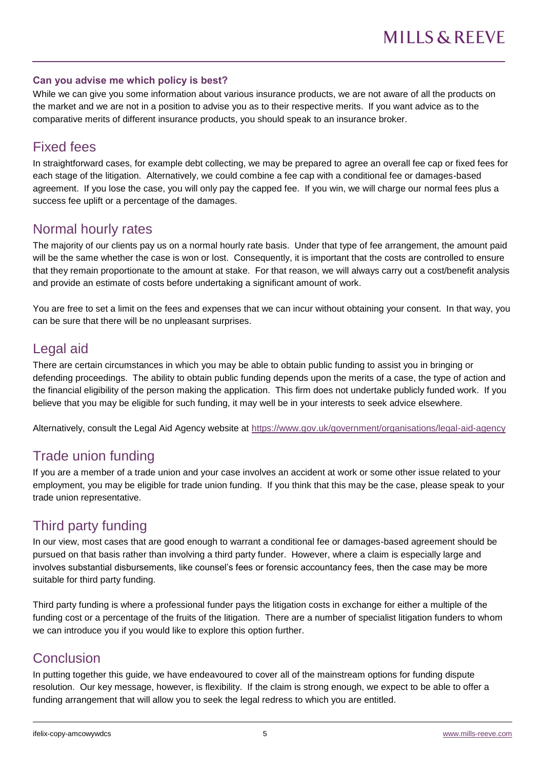**Can you advise me which policy is best?**

While we can give you some information about various insurance products, we are not aware of all the products on the market and we are not in a position to advise you as to their respective merits. If you want advice as to the comparative merits of different insurance products, you should speak to an insurance broker.

## Fixed fees

In straightforward cases, for example debt collecting, we may be prepared to agree an overall fee cap or fixed fees for each stage of the litigation. Alternatively, we could combine a fee cap with a conditional fee or damages-based agreement. If you lose the case, you will only pay the capped fee. If you win, we will charge our normal fees plus a success fee uplift or a percentage of the damages.

## Normal hourly rates

The majority of our clients pay us on a normal hourly rate basis. Under that type of fee arrangement, the amount paid will be the same whether the case is won or lost. Consequently, it is important that the costs are controlled to ensure that they remain proportionate to the amount at stake. For that reason, we will always carry out a cost/benefit analysis and provide an estimate of costs before undertaking a significant amount of work.

You are free to set a limit on the fees and expenses that we can incur without obtaining your consent. In that way, you can be sure that there will be no unpleasant surprises.

## Legal aid

There are certain circumstances in which you may be able to obtain public funding to assist you in bringing or defending proceedings. The ability to obtain public funding depends upon the merits of a case, the type of action and the financial eligibility of the person making the application. This firm does not undertake publicly funded work. If you believe that you may be eligible for such funding, it may well be in your interests to seek advice elsewhere.

Alternatively, consult the Legal Aid Agency website at https://www.gov.uk/government/organisations/legal-aid-agency

## Trade union funding

If you are a member of a trade union and your case involves an accident at work or some other issue related to your employment, you may be eligible for trade union funding. If you think that this may be the case, please speak to your trade union representative.

## Third party funding

In our view, most cases that are good enough to warrant a conditional fee or damages-based agreement should be pursued on that basis rather than involving a third party funder. However, where a claim is especially large and involves substantial disbursements, like counsel's fees or forensic accountancy fees, then the case may be more suitable for third party funding.

Third party funding is where a professional funder pays the litigation costs in exchange for either a multiple of the funding cost or a percentage of the fruits of the litigation. There are a number of specialist litigation funders to whom we can introduce you if you would like to explore this option further.

## Conclusion

In putting together this guide, we have endeavoured to cover all of the mainstream options for funding dispute resolution. Our key message, however, is flexibility. If the claim is strong enough, we expect to be able to offer a funding arrangement that will allow you to seek the legal redress to which you are entitled.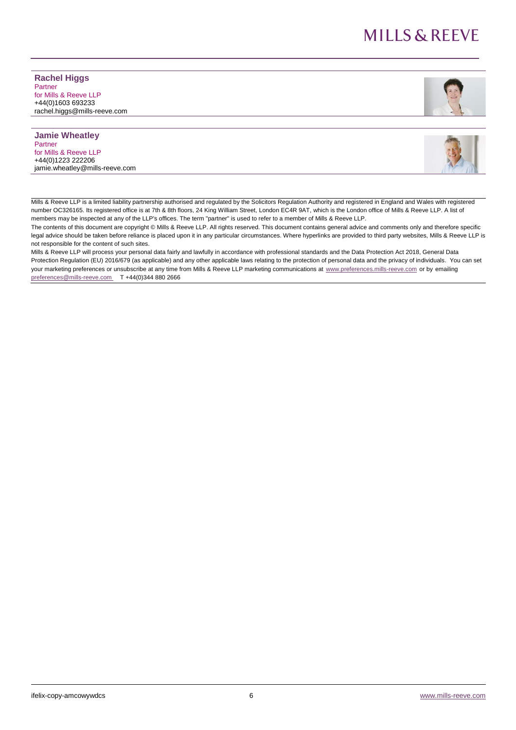**Rachel Higgs**
Partner
for Mills & Reeve LLP
+44(0)1603 693233
rachel.higgs@mills-reeve.com

**Jamie Wheatley**
Partner
for Mills & Reeve LLP
+44(0)1223 222206
jamie.wheatley@mills-reeve.com

Mills & Reeve LLP is a limited liability partnership authorised and regulated by the Solicitors Regulation Authority and registered in England and Wales with registered number OC326165. Its registered office is at 7th & 8th floors, 24 King William Street, London EC4R 9AT, which is the London office of Mills & Reeve LLP. A list of members may be inspected at any of the LLP's offices. The term "partner" is used to refer to a member of Mills & Reeve LLP.

The contents of this document are copyright © Mills & Reeve LLP. All rights reserved. This document contains general advice and comments only and therefore specific legal advice should be taken before reliance is placed upon it in any particular circumstances. Where hyperlinks are provided to third party websites, Mills & Reeve LLP is not responsible for the content of such sites.

Mills & Reeve LLP will process your personal data fairly and lawfully in accordance with professional standards and the Data Protection Act 2018, General Data Protection Regulation (EU) 2016/679 (as applicable) and any other applicable laws relating to the protection of personal data and the privacy of individuals. You can set your marketing preferences or unsubscribe at any time from Mills & Reeve LLP marketing communications at www.preferences.mills-reeve.com or by emailing preferences@mills-reeve.com T +44(0)344 880 2666